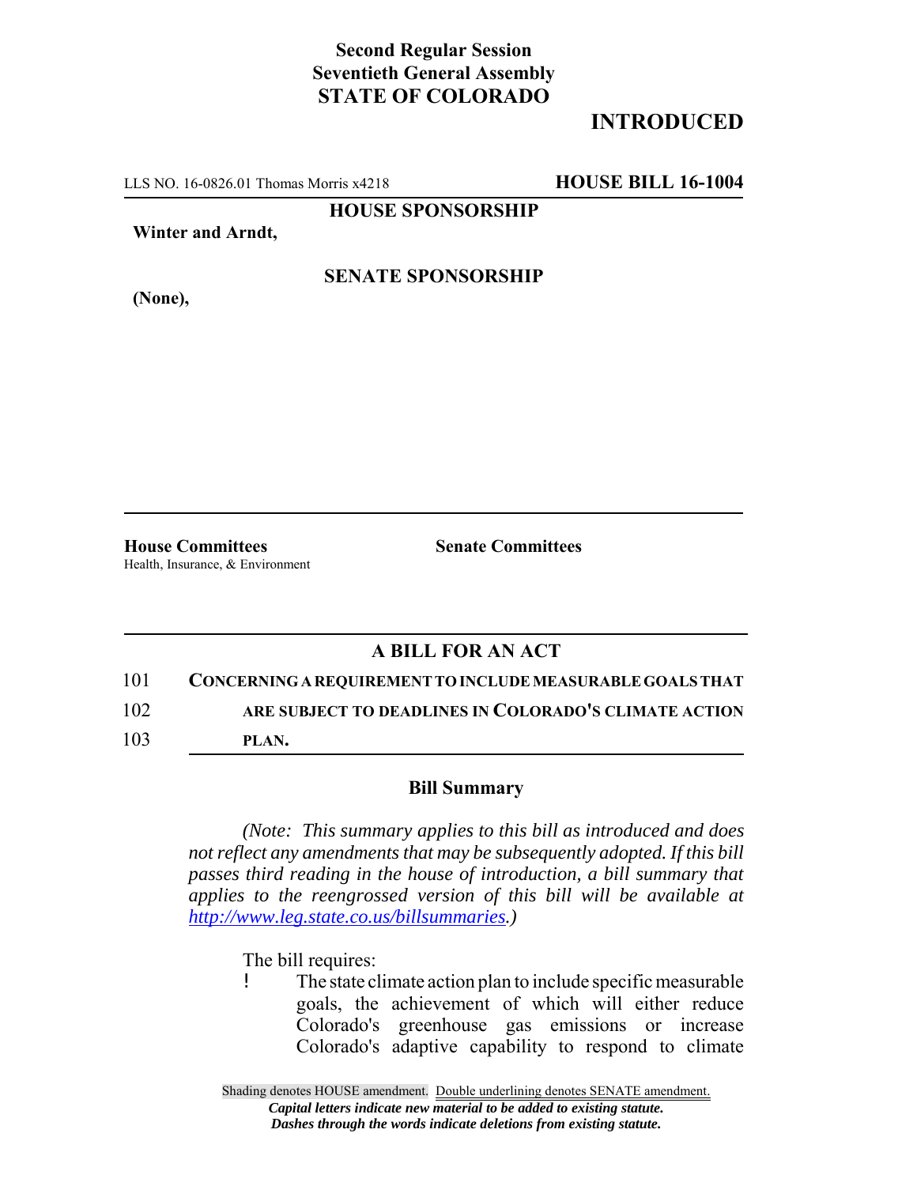**Second Regular Session**
**Seventieth General Assembly**
**STATE OF COLORADO**

**INTRODUCED**

LLS NO. 16-0826.01 Thomas Morris x4218 **HOUSE BILL 16-1004**

**HOUSE SPONSORSHIP**

**Winter and Arndt,**

**SENATE SPONSORSHIP**

**(None),**

**House Committees**
Health, Insurance, & Environment

**Senate Committees**

## A BILL FOR AN ACT

101 **CONCERNING A REQUIREMENT TO INCLUDE MEASURABLE GOALS THAT**
102 **ARE SUBJECT TO DEADLINES IN COLORADO'S CLIMATE ACTION**
103 **PLAN.**

### Bill Summary

*(Note: This summary applies to this bill as introduced and does not reflect any amendments that may be subsequently adopted. If this bill passes third reading in the house of introduction, a bill summary that applies to the reengrossed version of this bill will be available at http://www.leg.state.co.us/billsummaries.)*

The bill requires:

- The state climate action plan to include specific measurable goals, the achievement of which will either reduce Colorado's greenhouse gas emissions or increase Colorado's adaptive capability to respond to climate

Shading denotes HOUSE amendment. Double underlining denotes SENATE amendment.
*Capital letters indicate new material to be added to existing statute.*
*Dashes through the words indicate deletions from existing statute.*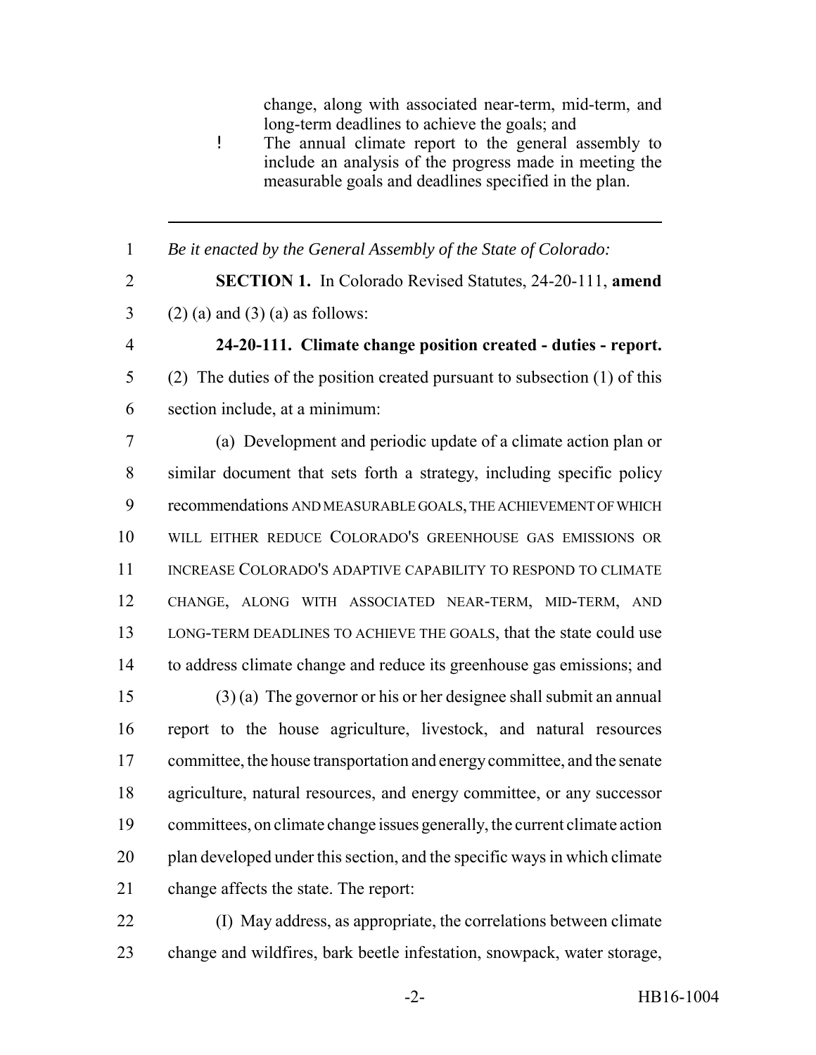change, along with associated near-term, mid-term, and long-term deadlines to achieve the goals; and

- The annual climate report to the general assembly to include an analysis of the progress made in meeting the measurable goals and deadlines specified in the plan.

---

1 *Be it enacted by the General Assembly of the State of Colorado:*

2 **SECTION 1.** In Colorado Revised Statutes, 24-20-111, **amend**
3 (2) (a) and (3) (a) as follows:

4 **24-20-111. Climate change position created - duties - report.**
5 (2) The duties of the position created pursuant to subsection (1) of this
6 section include, at a minimum:

7 (a) Development and periodic update of a climate action plan or
8 similar document that sets forth a strategy, including specific policy
9 recommendations AND MEASURABLE GOALS, THE ACHIEVEMENT OF WHICH
10 WILL EITHER REDUCE COLORADO'S GREENHOUSE GAS EMISSIONS OR
11 INCREASE COLORADO'S ADAPTIVE CAPABILITY TO RESPOND TO CLIMATE
12 CHANGE, ALONG WITH ASSOCIATED NEAR-TERM, MID-TERM, AND
13 LONG-TERM DEADLINES TO ACHIEVE THE GOALS, that the state could use
14 to address climate change and reduce its greenhouse gas emissions; and

15 (3) (a) The governor or his or her designee shall submit an annual
16 report to the house agriculture, livestock, and natural resources
17 committee, the house transportation and energy committee, and the senate
18 agriculture, natural resources, and energy committee, or any successor
19 committees, on climate change issues generally, the current climate action
20 plan developed under this section, and the specific ways in which climate
21 change affects the state. The report:

22 (I) May address, as appropriate, the correlations between climate
23 change and wildfires, bark beetle infestation, snowpack, water storage,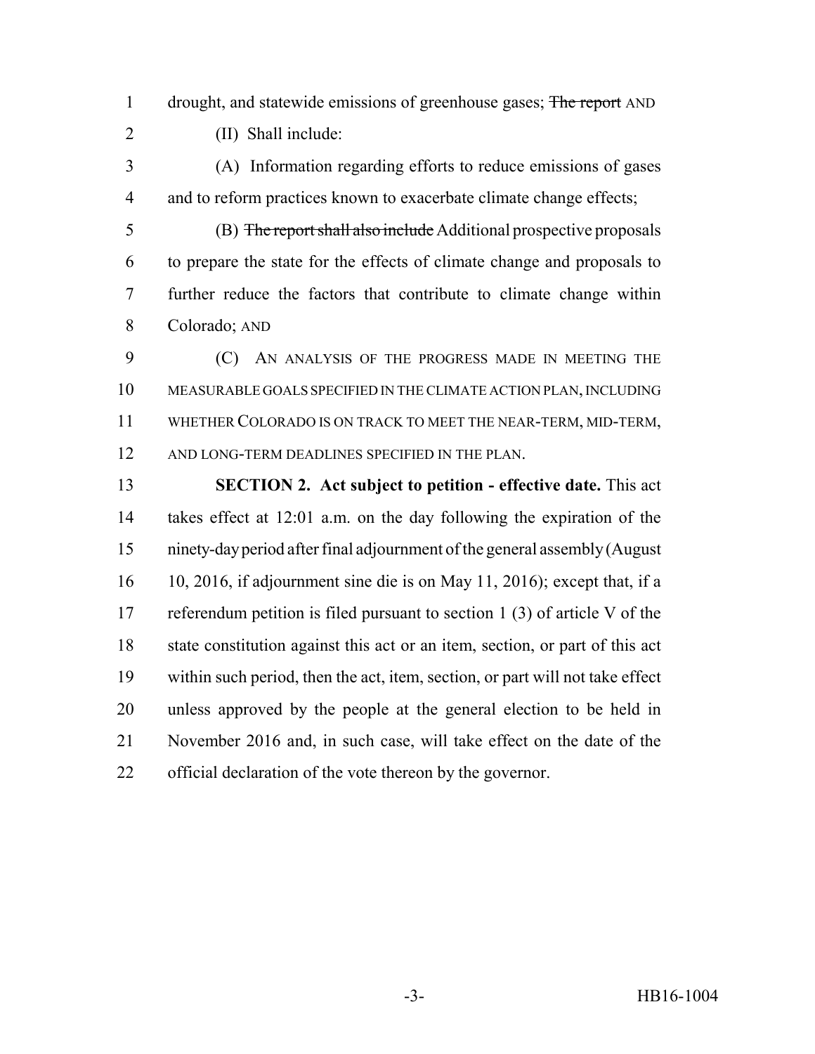drought, and statewide emissions of greenhouse gases; ~~The report~~ AND

(II) Shall include:

(A) Information regarding efforts to reduce emissions of gases and to reform practices known to exacerbate climate change effects;

(B) ~~The report shall also include~~ Additional prospective proposals to prepare the state for the effects of climate change and proposals to further reduce the factors that contribute to climate change within Colorado; AND

(C) AN ANALYSIS OF THE PROGRESS MADE IN MEETING THE MEASURABLE GOALS SPECIFIED IN THE CLIMATE ACTION PLAN, INCLUDING WHETHER COLORADO IS ON TRACK TO MEET THE NEAR-TERM, MID-TERM, AND LONG-TERM DEADLINES SPECIFIED IN THE PLAN.

**SECTION 2. Act subject to petition - effective date.** This act takes effect at 12:01 a.m. on the day following the expiration of the ninety-day period after final adjournment of the general assembly (August 10, 2016, if adjournment sine die is on May 11, 2016); except that, if a referendum petition is filed pursuant to section 1 (3) of article V of the state constitution against this act or an item, section, or part of this act within such period, then the act, item, section, or part will not take effect unless approved by the people at the general election to be held in November 2016 and, in such case, will take effect on the date of the official declaration of the vote thereon by the governor.